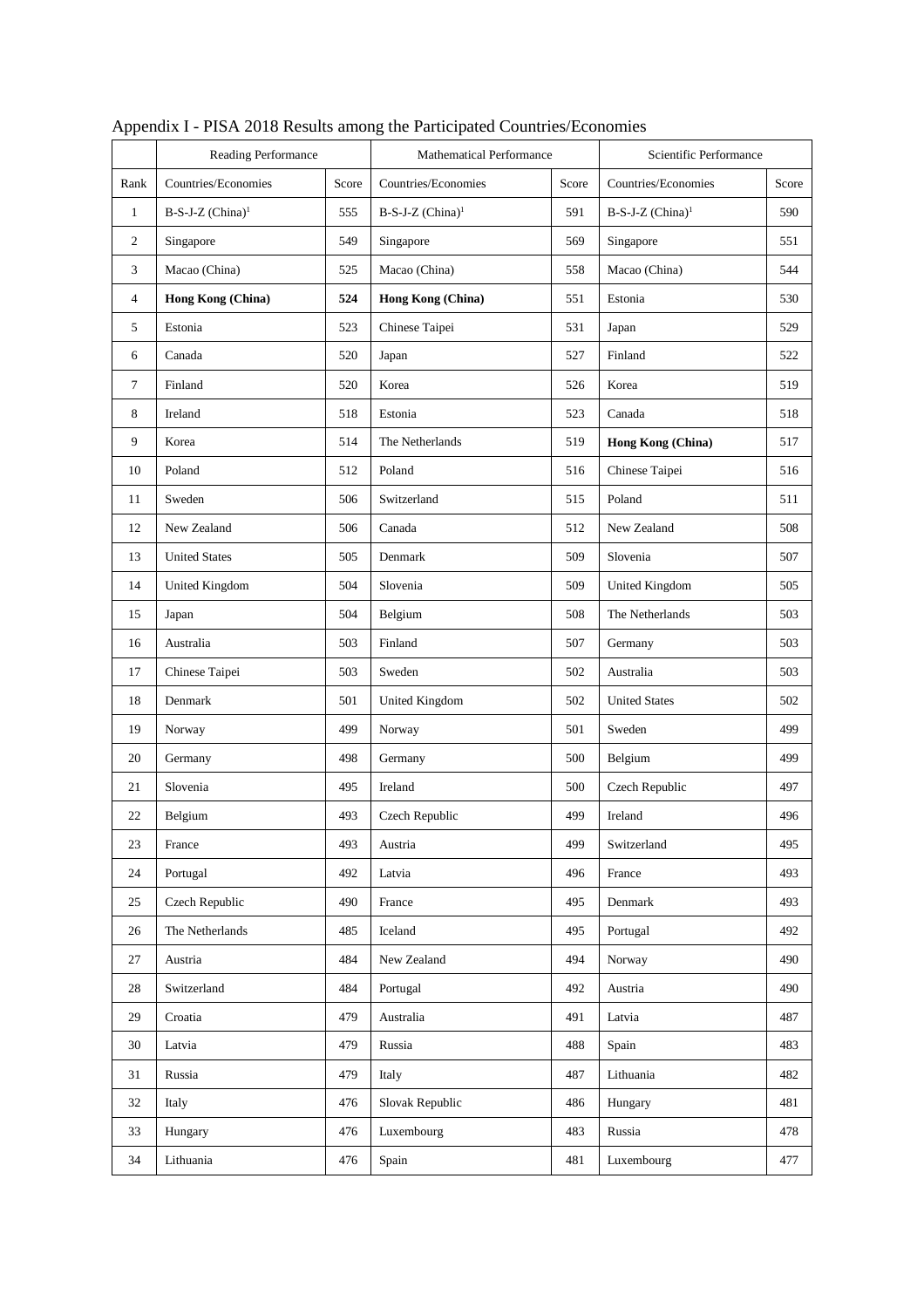# Appendix I - PISA 2018 Results among the Participated Countries/Economies

| | Reading Performance | | Mathematical Performance | | Scientific Performance | |
|---|---|---|---|---|---|---|
| Rank | Countries/Economies | Score | Countries/Economies | Score | Countries/Economies | Score |
| 1 | B-S-J-Z (China)[1] | 555 | B-S-J-Z (China)[1] | 591 | B-S-J-Z (China)[1] | 590 |
| 2 | Singapore | 549 | Singapore | 569 | Singapore | 551 |
| 3 | Macao (China) | 525 | Macao (China) | 558 | Macao (China) | 544 |
| 4 | **Hong Kong (China)** | **524** | **Hong Kong (China)** | 551 | Estonia | 530 |
| 5 | Estonia | 523 | Chinese Taipei | 531 | Japan | 529 |
| 6 | Canada | 520 | Japan | 527 | Finland | 522 |
| 7 | Finland | 520 | Korea | 526 | Korea | 519 |
| 8 | Ireland | 518 | Estonia | 523 | Canada | 518 |
| 9 | Korea | 514 | The Netherlands | 519 | **Hong Kong (China)** | 517 |
| 10 | Poland | 512 | Poland | 516 | Chinese Taipei | 516 |
| 11 | Sweden | 506 | Switzerland | 515 | Poland | 511 |
| 12 | New Zealand | 506 | Canada | 512 | New Zealand | 508 |
| 13 | United States | 505 | Denmark | 509 | Slovenia | 507 |
| 14 | United Kingdom | 504 | Slovenia | 509 | United Kingdom | 505 |
| 15 | Japan | 504 | Belgium | 508 | The Netherlands | 503 |
| 16 | Australia | 503 | Finland | 507 | Germany | 503 |
| 17 | Chinese Taipei | 503 | Sweden | 502 | Australia | 503 |
| 18 | Denmark | 501 | United Kingdom | 502 | United States | 502 |
| 19 | Norway | 499 | Norway | 501 | Sweden | 499 |
| 20 | Germany | 498 | Germany | 500 | Belgium | 499 |
| 21 | Slovenia | 495 | Ireland | 500 | Czech Republic | 497 |
| 22 | Belgium | 493 | Czech Republic | 499 | Ireland | 496 |
| 23 | France | 493 | Austria | 499 | Switzerland | 495 |
| 24 | Portugal | 492 | Latvia | 496 | France | 493 |
| 25 | Czech Republic | 490 | France | 495 | Denmark | 493 |
| 26 | The Netherlands | 485 | Iceland | 495 | Portugal | 492 |
| 27 | Austria | 484 | New Zealand | 494 | Norway | 490 |
| 28 | Switzerland | 484 | Portugal | 492 | Austria | 490 |
| 29 | Croatia | 479 | Australia | 491 | Latvia | 487 |
| 30 | Latvia | 479 | Russia | 488 | Spain | 483 |
| 31 | Russia | 479 | Italy | 487 | Lithuania | 482 |
| 32 | Italy | 476 | Slovak Republic | 486 | Hungary | 481 |
| 33 | Hungary | 476 | Luxembourg | 483 | Russia | 478 |
| 34 | Lithuania | 476 | Spain | 481 | Luxembourg | 477 |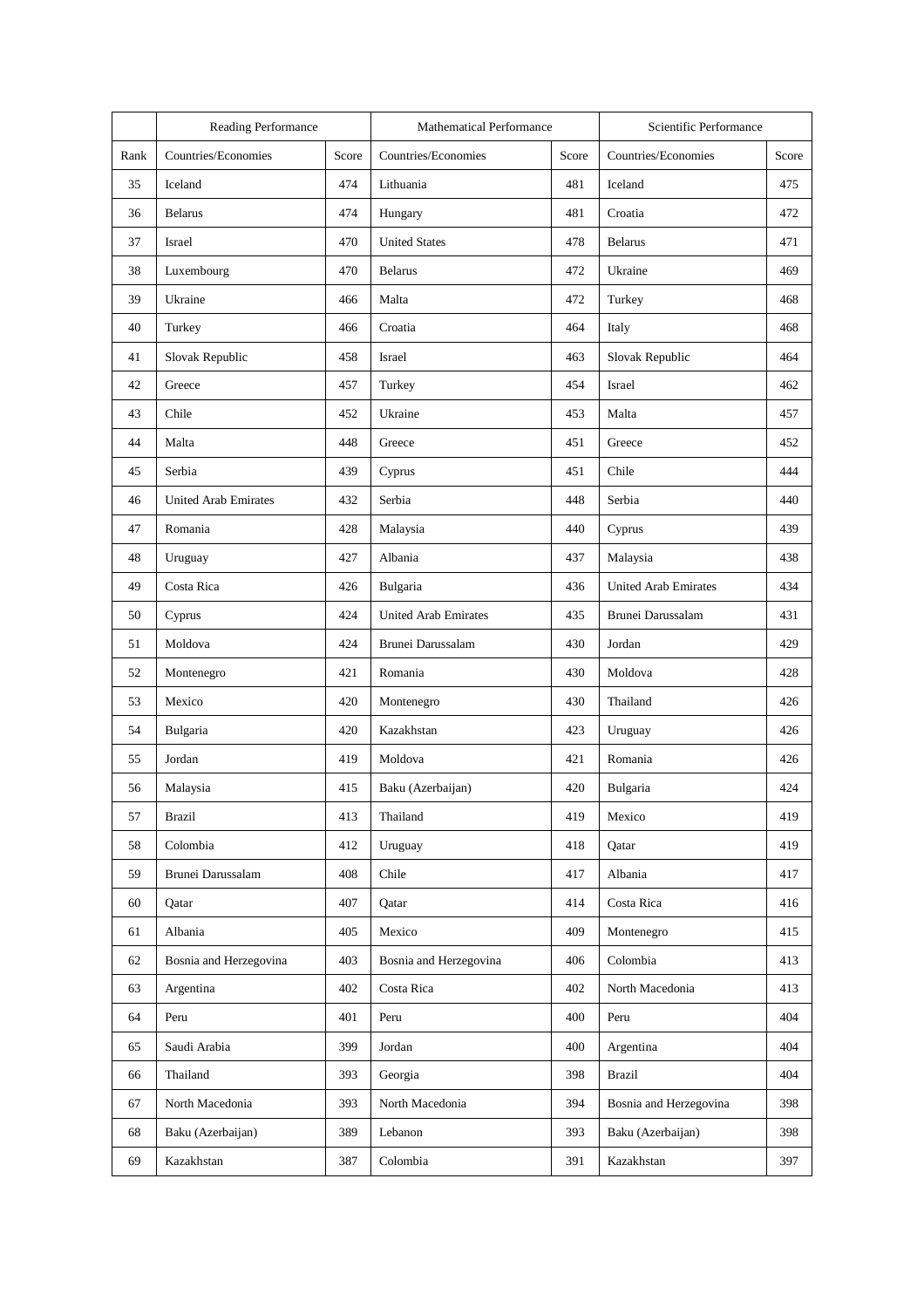| | Reading Performance | | Mathematical Performance | | Scientific Performance | |
|---|---|---|---|---|---|---|
| Rank | Countries/Economies | Score | Countries/Economies | Score | Countries/Economies | Score |
| 35 | Iceland | 474 | Lithuania | 481 | Iceland | 475 |
| 36 | Belarus | 474 | Hungary | 481 | Croatia | 472 |
| 37 | Israel | 470 | United States | 478 | Belarus | 471 |
| 38 | Luxembourg | 470 | Belarus | 472 | Ukraine | 469 |
| 39 | Ukraine | 466 | Malta | 472 | Turkey | 468 |
| 40 | Turkey | 466 | Croatia | 464 | Italy | 468 |
| 41 | Slovak Republic | 458 | Israel | 463 | Slovak Republic | 464 |
| 42 | Greece | 457 | Turkey | 454 | Israel | 462 |
| 43 | Chile | 452 | Ukraine | 453 | Malta | 457 |
| 44 | Malta | 448 | Greece | 451 | Greece | 452 |
| 45 | Serbia | 439 | Cyprus | 451 | Chile | 444 |
| 46 | United Arab Emirates | 432 | Serbia | 448 | Serbia | 440 |
| 47 | Romania | 428 | Malaysia | 440 | Cyprus | 439 |
| 48 | Uruguay | 427 | Albania | 437 | Malaysia | 438 |
| 49 | Costa Rica | 426 | Bulgaria | 436 | United Arab Emirates | 434 |
| 50 | Cyprus | 424 | United Arab Emirates | 435 | Brunei Darussalam | 431 |
| 51 | Moldova | 424 | Brunei Darussalam | 430 | Jordan | 429 |
| 52 | Montenegro | 421 | Romania | 430 | Moldova | 428 |
| 53 | Mexico | 420 | Montenegro | 430 | Thailand | 426 |
| 54 | Bulgaria | 420 | Kazakhstan | 423 | Uruguay | 426 |
| 55 | Jordan | 419 | Moldova | 421 | Romania | 426 |
| 56 | Malaysia | 415 | Baku (Azerbaijan) | 420 | Bulgaria | 424 |
| 57 | Brazil | 413 | Thailand | 419 | Mexico | 419 |
| 58 | Colombia | 412 | Uruguay | 418 | Qatar | 419 |
| 59 | Brunei Darussalam | 408 | Chile | 417 | Albania | 417 |
| 60 | Qatar | 407 | Qatar | 414 | Costa Rica | 416 |
| 61 | Albania | 405 | Mexico | 409 | Montenegro | 415 |
| 62 | Bosnia and Herzegovina | 403 | Bosnia and Herzegovina | 406 | Colombia | 413 |
| 63 | Argentina | 402 | Costa Rica | 402 | North Macedonia | 413 |
| 64 | Peru | 401 | Peru | 400 | Peru | 404 |
| 65 | Saudi Arabia | 399 | Jordan | 400 | Argentina | 404 |
| 66 | Thailand | 393 | Georgia | 398 | Brazil | 404 |
| 67 | North Macedonia | 393 | North Macedonia | 394 | Bosnia and Herzegovina | 398 |
| 68 | Baku (Azerbaijan) | 389 | Lebanon | 393 | Baku (Azerbaijan) | 398 |
| 69 | Kazakhstan | 387 | Colombia | 391 | Kazakhstan | 397 |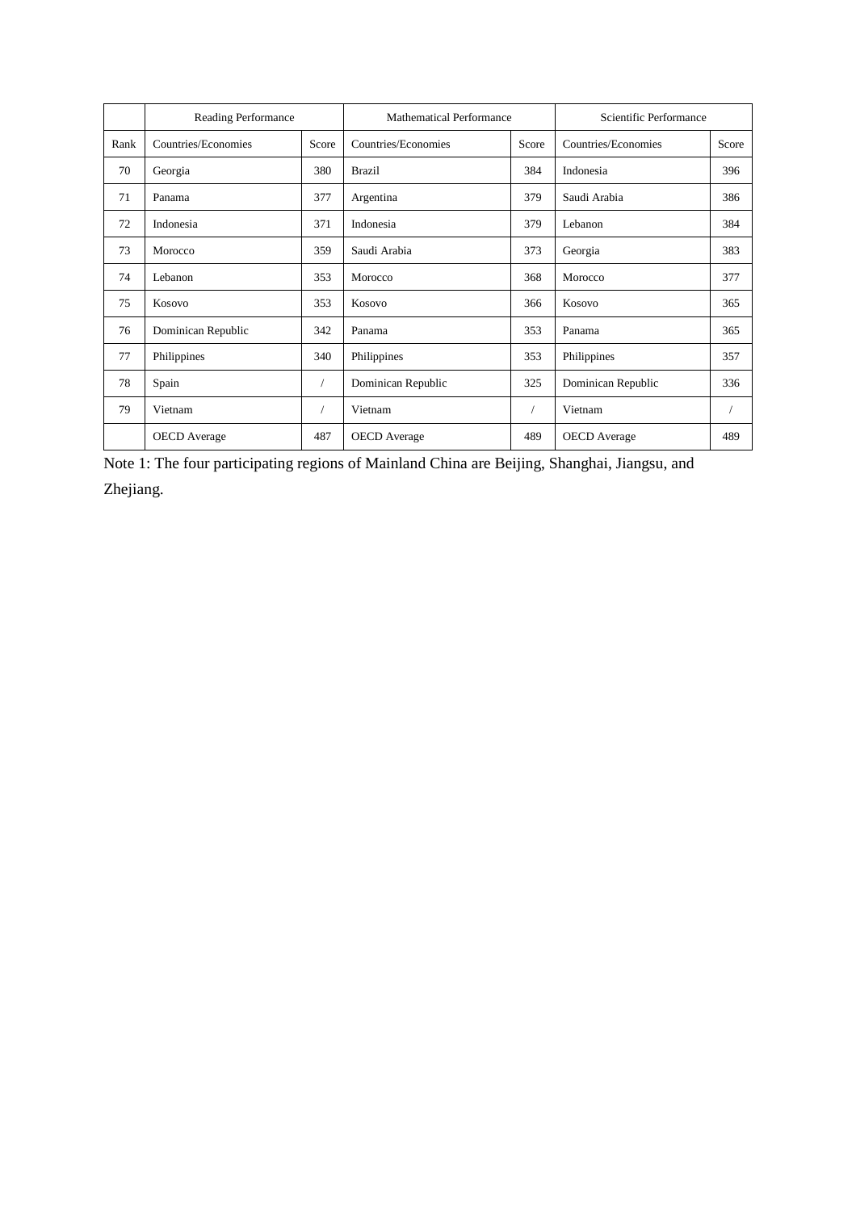| | Reading Performance | | Mathematical Performance | | Scientific Performance | |
|---|---|---|---|---|---|---|
| Rank | Countries/Economies | Score | Countries/Economies | Score | Countries/Economies | Score |
| 70 | Georgia | 380 | Brazil | 384 | Indonesia | 396 |
| 71 | Panama | 377 | Argentina | 379 | Saudi Arabia | 386 |
| 72 | Indonesia | 371 | Indonesia | 379 | Lebanon | 384 |
| 73 | Morocco | 359 | Saudi Arabia | 373 | Georgia | 383 |
| 74 | Lebanon | 353 | Morocco | 368 | Morocco | 377 |
| 75 | Kosovo | 353 | Kosovo | 366 | Kosovo | 365 |
| 76 | Dominican Republic | 342 | Panama | 353 | Panama | 365 |
| 77 | Philippines | 340 | Philippines | 353 | Philippines | 357 |
| 78 | Spain | / | Dominican Republic | 325 | Dominican Republic | 336 |
| 79 | Vietnam | / | Vietnam | / | Vietnam | / |
| | OECD Average | 487 | OECD Average | 489 | OECD Average | 489 |

Note 1: The four participating regions of Mainland China are Beijing, Shanghai, Jiangsu, and Zhejiang.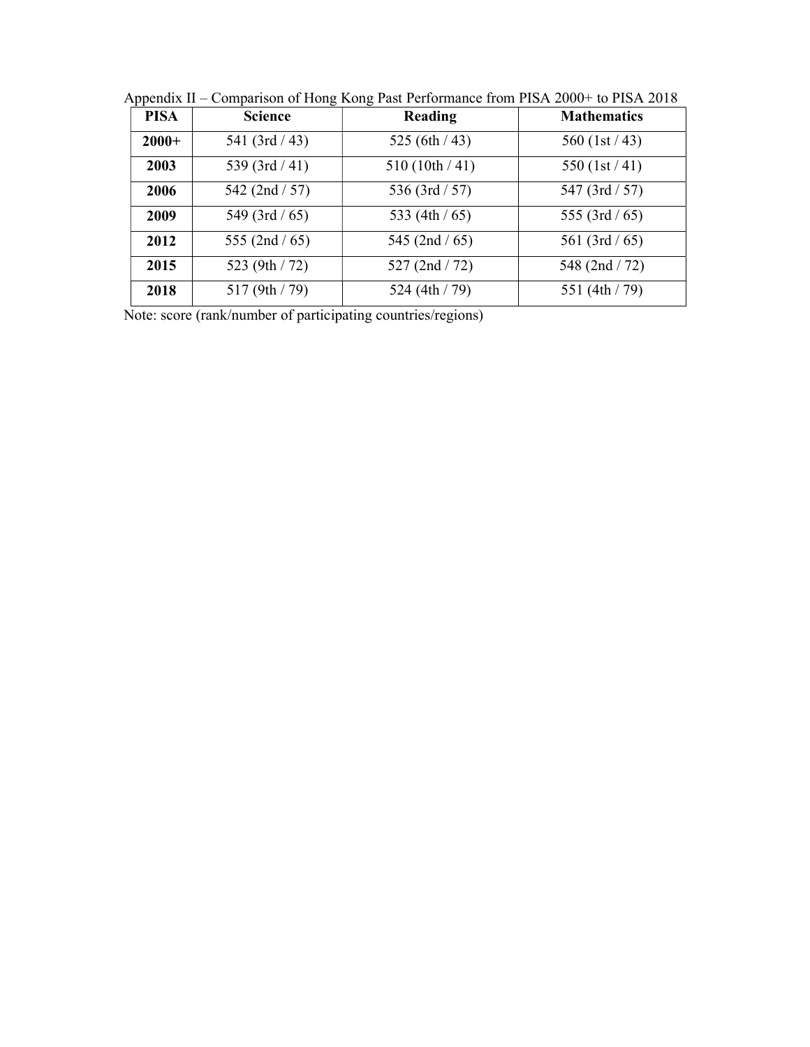Appendix II – Comparison of Hong Kong Past Performance from PISA 2000+ to PISA 2018

| PISA | Science | Reading | Mathematics |
| --- | --- | --- | --- |
| **2000+** | 541 (3rd / 43) | 525 (6th / 43) | 560 (1st / 43) |
| **2003** | 539 (3rd / 41) | 510 (10th / 41) | 550 (1st / 41) |
| **2006** | 542 (2nd / 57) | 536 (3rd / 57) | 547 (3rd / 57) |
| **2009** | 549 (3rd / 65) | 533 (4th / 65) | 555 (3rd / 65) |
| **2012** | 555 (2nd / 65) | 545 (2nd / 65) | 561 (3rd / 65) |
| **2015** | 523 (9th / 72) | 527 (2nd / 72) | 548 (2nd / 72) |
| **2018** | 517 (9th / 79) | 524 (4th / 79) | 551 (4th / 79) |

Note: score (rank/number of participating countries/regions)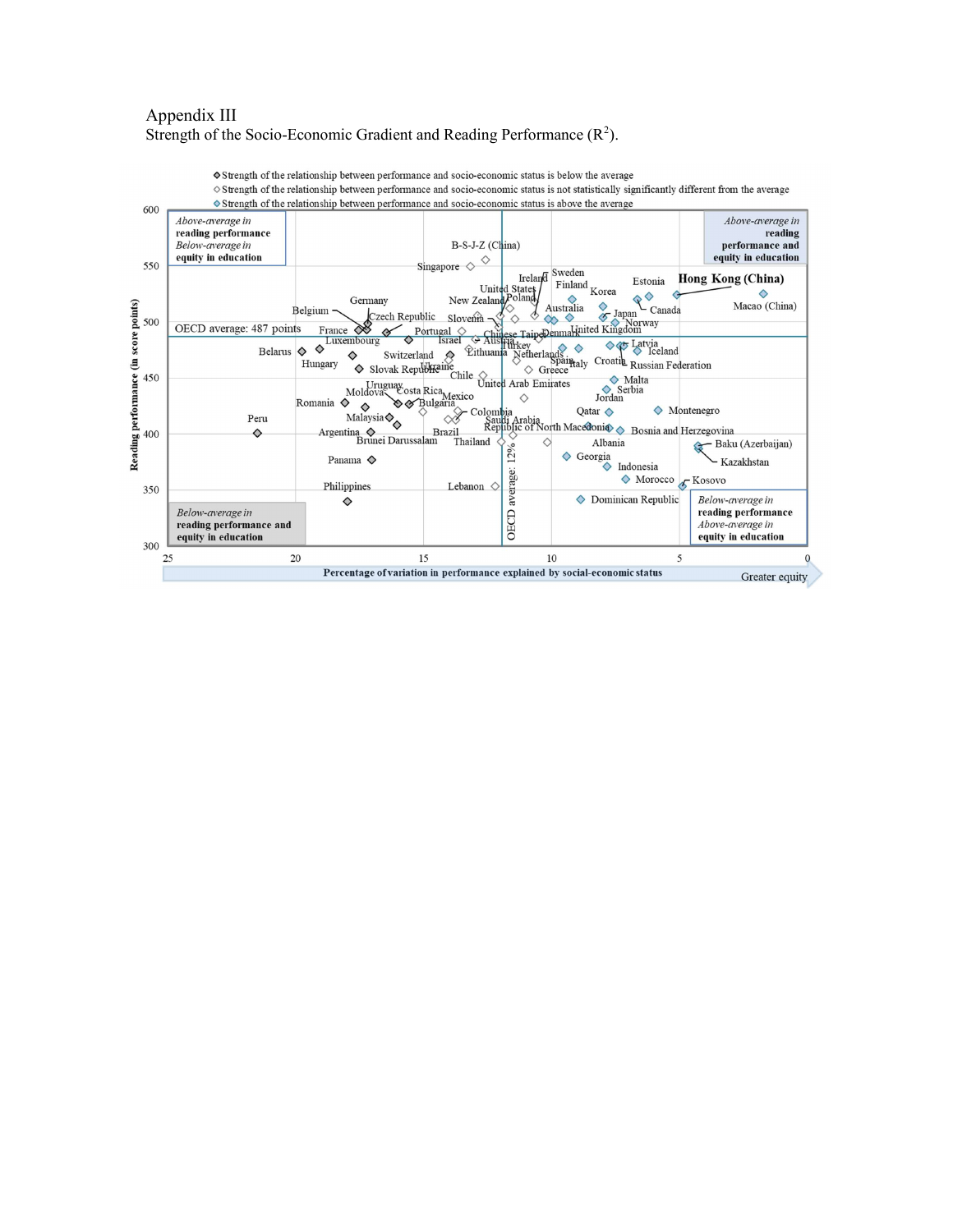Appendix III

Strength of the Socio-Economic Gradient and Reading Performance ($R^2$).

◆ Strength of the relationship between performance and socio-economic status is below the average

◇ Strength of the relationship between performance and socio-economic status is not statistically significantly different from the average

◆ Strength of the relationship between performance and socio-economic status is above the average

*Above-average in* **reading performance** *Below-average in* **equity in education**

*Above-average in* **reading performance and equity in education**

*Below-average in* **reading performance and equity in education**

*Below-average in* **reading performance** *Above-average in* **equity in education**

OECD average: 487 points

OECD average: 12%

B-S-J-Z (China), Singapore, Ireland, Sweden, Finland, United States, New Zealand, Poland, Korea, Estonia, **Hong Kong (China)**, Macao (China), Canada, Germany, Belgium, Czech Republic, Slovenia, Australia, Japan, Norway, France, Portugal, Chinese Taipei, Denmark, United Kingdom, Luxembourg, Israel, Austria, Turkey, Latvia, Iceland, Belarus, Switzerland, Lithuania, Netherlands, Croatia, Hungary, Slovak Republic, Ukraine, Spain, Italy, Russian Federation, Chile, Greece, Malta, Uruguay, United Arab Emirates, Serbia, Moldova, Costa Rica, Mexico, Jordan, Romania, Bulgaria, Colombia, Qatar, Montenegro, Peru, Malaysia, Saudi Arabia, Republic of North Macedonia, Bosnia and Herzegovina, Argentina, Brazil, Albania, Brunei Darussalam, Thailand, Baku (Azerbaijan), Georgia, Kazakhstan, Panama, Indonesia, Morocco, Kosovo, Philippines, Lebanon, Dominican Republic

Reading performance (in score points)

Percentage of variation in performance explained by social-economic status

Greater equity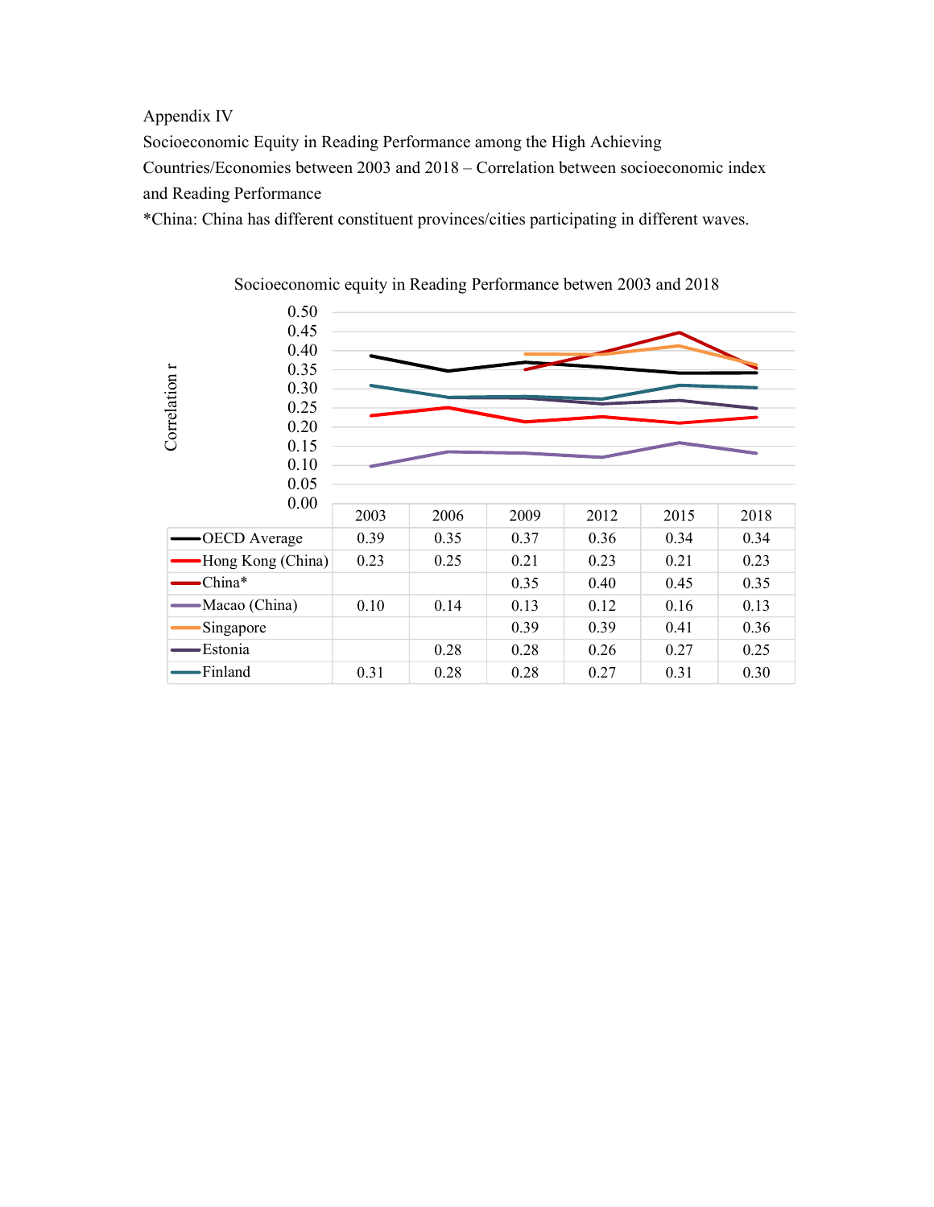Appendix IV

Socioeconomic Equity in Reading Performance among the High Achieving Countries/Economies between 2003 and 2018 – Correlation between socioeconomic index and Reading Performance

*China: China has different constituent provinces/cities participating in different waves.

Socioeconomic equity in Reading Performance betwen 2003 and 2018

| | 2003 | 2006 | 2009 | 2012 | 2015 | 2018 |
|---|---|---|---|---|---|---|
| OECD Average | 0.39 | 0.35 | 0.37 | 0.36 | 0.34 | 0.34 |
| Hong Kong (China) | 0.23 | 0.25 | 0.21 | 0.23 | 0.21 | 0.23 |
| China* | | | 0.35 | 0.40 | 0.45 | 0.35 |
| Macao (China) | 0.10 | 0.14 | 0.13 | 0.12 | 0.16 | 0.13 |
| Singapore | | | 0.39 | 0.39 | 0.41 | 0.36 |
| Estonia | | 0.28 | 0.28 | 0.26 | 0.27 | 0.25 |
| Finland | 0.31 | 0.28 | 0.28 | 0.27 | 0.31 | 0.30 |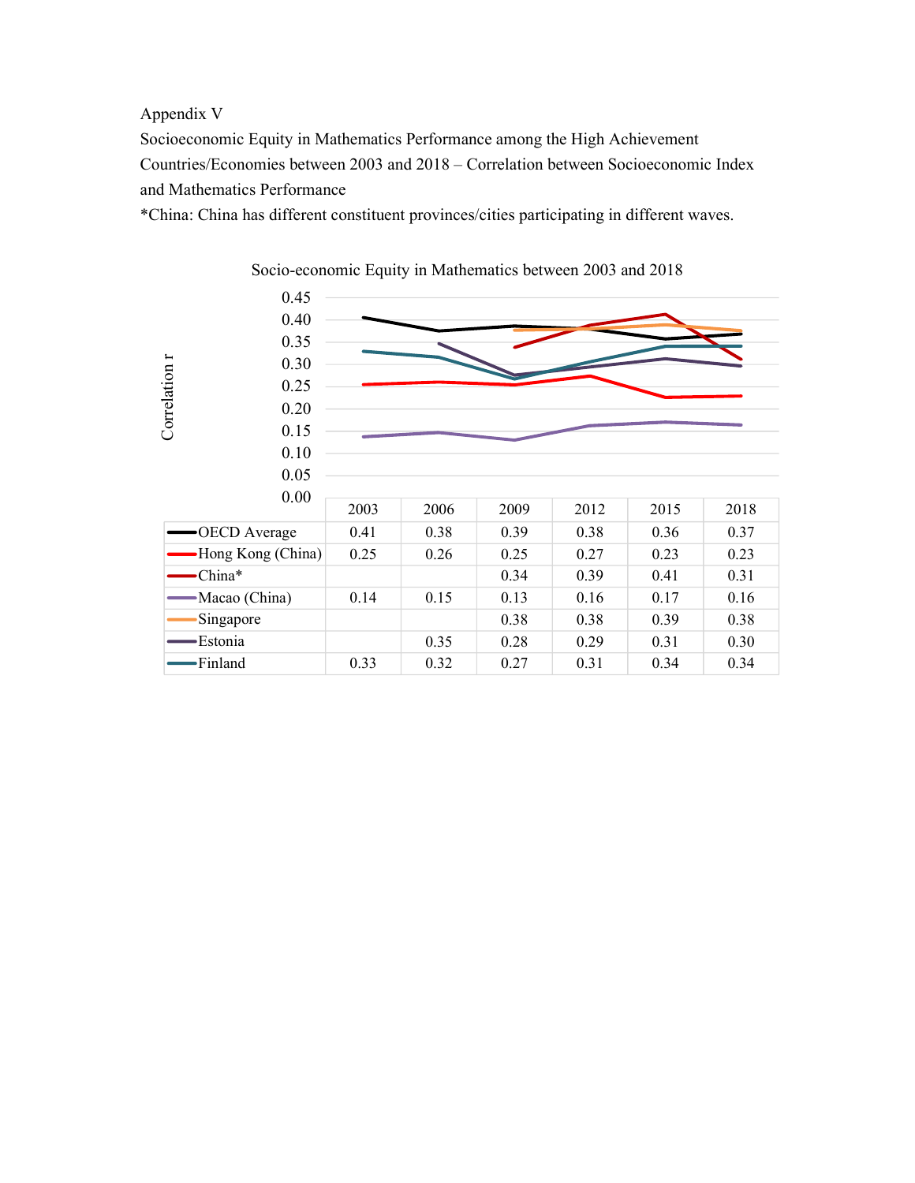Appendix V

Socioeconomic Equity in Mathematics Performance among the High Achievement Countries/Economies between 2003 and 2018 – Correlation between Socioeconomic Index and Mathematics Performance

*China: China has different constituent provinces/cities participating in different waves.

Socio-economic Equity in Mathematics between 2003 and 2018

| | 2003 | 2006 | 2009 | 2012 | 2015 | 2018 |
|---|---|---|---|---|---|---|
| OECD Average | 0.41 | 0.38 | 0.39 | 0.38 | 0.36 | 0.37 |
| Hong Kong (China) | 0.25 | 0.26 | 0.25 | 0.27 | 0.23 | 0.23 |
| China* | | | 0.34 | 0.39 | 0.41 | 0.31 |
| Macao (China) | 0.14 | 0.15 | 0.13 | 0.16 | 0.17 | 0.16 |
| Singapore | | | 0.38 | 0.38 | 0.39 | 0.38 |
| Estonia | | 0.35 | 0.28 | 0.29 | 0.31 | 0.30 |
| Finland | 0.33 | 0.32 | 0.27 | 0.31 | 0.34 | 0.34 |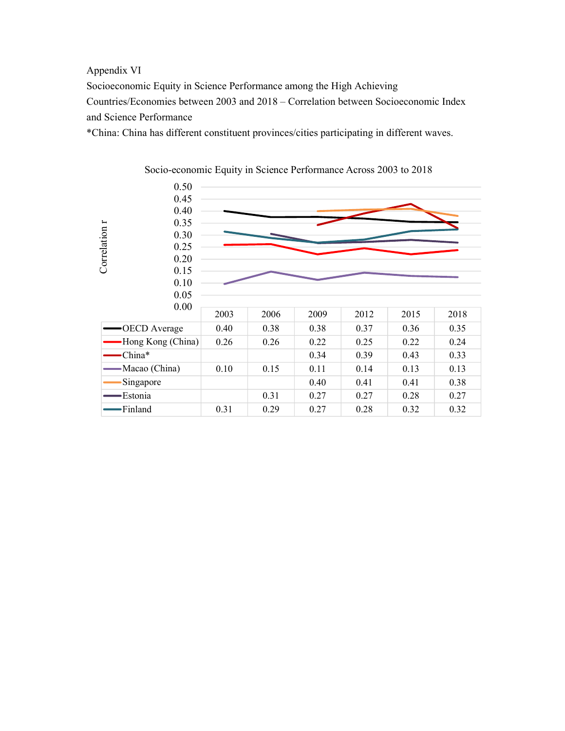Appendix VI

Socioeconomic Equity in Science Performance among the High Achieving Countries/Economies between 2003 and 2018 – Correlation between Socioeconomic Index and Science Performance

*China: China has different constituent provinces/cities participating in different waves.

Socio-economic Equity in Science Performance Across 2003 to 2018

| | 2003 | 2006 | 2009 | 2012 | 2015 | 2018 |
|---|---|---|---|---|---|---|
| OECD Average | 0.40 | 0.38 | 0.38 | 0.37 | 0.36 | 0.35 |
| Hong Kong (China) | 0.26 | 0.26 | 0.22 | 0.25 | 0.22 | 0.24 |
| China* | | | 0.34 | 0.39 | 0.43 | 0.33 |
| Macao (China) | 0.10 | 0.15 | 0.11 | 0.14 | 0.13 | 0.13 |
| Singapore | | | 0.40 | 0.41 | 0.41 | 0.38 |
| Estonia | | 0.31 | 0.27 | 0.27 | 0.28 | 0.27 |
| Finland | 0.31 | 0.29 | 0.27 | 0.28 | 0.32 | 0.32 |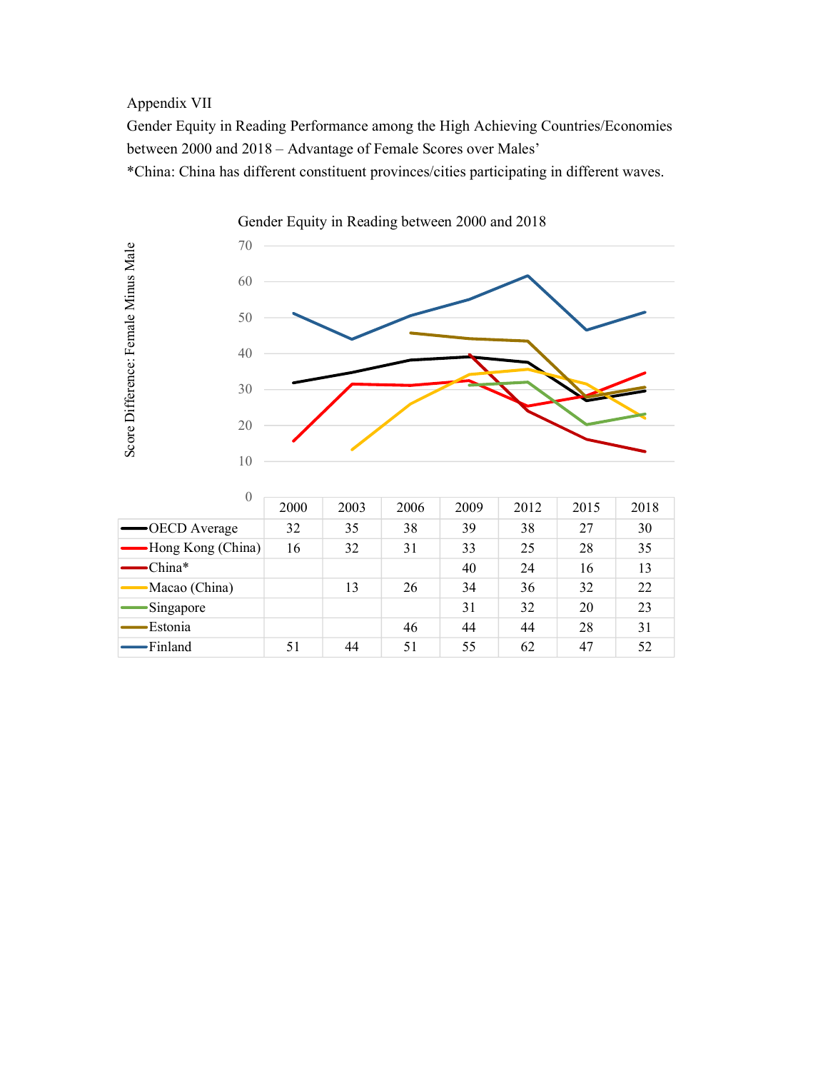Appendix VII

Gender Equity in Reading Performance among the High Achieving Countries/Economies between 2000 and 2018 – Advantage of Female Scores over Males'

*China: China has different constituent provinces/cities participating in different waves.

Gender Equity in Reading between 2000 and 2018

Score Difference: Female Minus Male

| | 2000 | 2003 | 2006 | 2009 | 2012 | 2015 | 2018 |
|---|---|---|---|---|---|---|---|
| OECD Average | 32 | 35 | 38 | 39 | 38 | 27 | 30 |
| Hong Kong (China) | 16 | 32 | 31 | 33 | 25 | 28 | 35 |
| China* | | | | 40 | 24 | 16 | 13 |
| Macao (China) | | 13 | 26 | 34 | 36 | 32 | 22 |
| Singapore | | | | 31 | 32 | 20 | 23 |
| Estonia | | | 46 | 44 | 44 | 28 | 31 |
| Finland | 51 | 44 | 51 | 55 | 62 | 47 | 52 |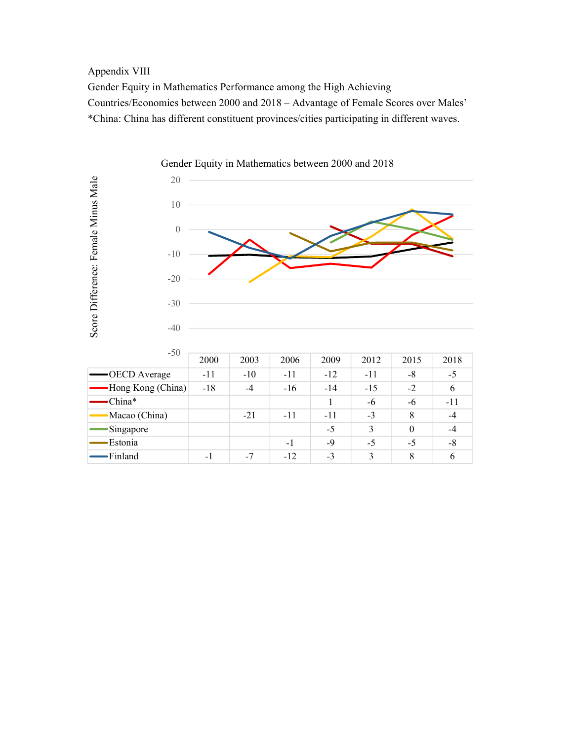Appendix VIII

Gender Equity in Mathematics Performance among the High Achieving Countries/Economies between 2000 and 2018 – Advantage of Female Scores over Males'

*China: China has different constituent provinces/cities participating in different waves.

Gender Equity in Mathematics between 2000 and 2018

Score Difference: Female Minus Male

| | 2000 | 2003 | 2006 | 2009 | 2012 | 2015 | 2018 |
|---|---|---|---|---|---|---|---|
| OECD Average | -11 | -10 | -11 | -12 | -11 | -8 | -5 |
| Hong Kong (China) | -18 | -4 | -16 | -14 | -15 | -2 | 6 |
| China* | | | | 1 | -6 | -6 | -11 |
| Macao (China) | | -21 | -11 | -11 | -3 | 8 | -4 |
| Singapore | | | | -5 | 3 | 0 | -4 |
| Estonia | | | -1 | -9 | -5 | -5 | -8 |
| Finland | -1 | -7 | -12 | -3 | 3 | 8 | 6 |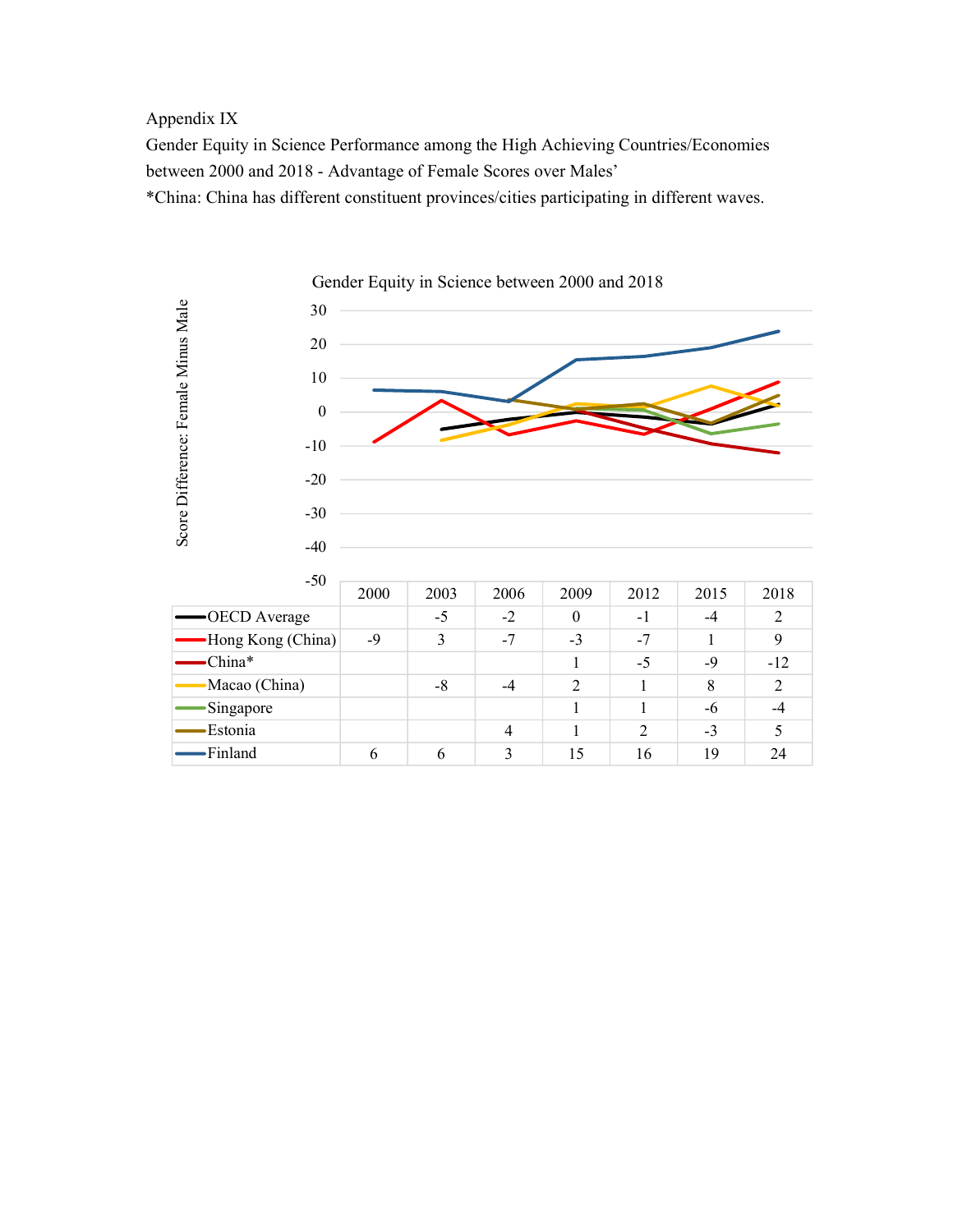Appendix IX

Gender Equity in Science Performance among the High Achieving Countries/Economies between 2000 and 2018 - Advantage of Female Scores over Males'

*China: China has different constituent provinces/cities participating in different waves.

Gender Equity in Science between 2000 and 2018

Score Difference: Female Minus Male

30
20
10
0
-10
-20
-30
-40
-50

| | 2000 | 2003 | 2006 | 2009 | 2012 | 2015 | 2018 |
|---|---|---|---|---|---|---|---|
| OECD Average | | -5 | -2 | 0 | -1 | -4 | 2 |
| Hong Kong (China) | -9 | 3 | -7 | -3 | -7 | 1 | 9 |
| China* | | | | 1 | -5 | -9 | -12 |
| Macao (China) | | -8 | -4 | 2 | 1 | 8 | 2 |
| Singapore | | | | 1 | 1 | -6 | -4 |
| Estonia | | | 4 | 1 | 2 | -3 | 5 |
| Finland | 6 | 6 | 3 | 15 | 16 | 19 | 24 |